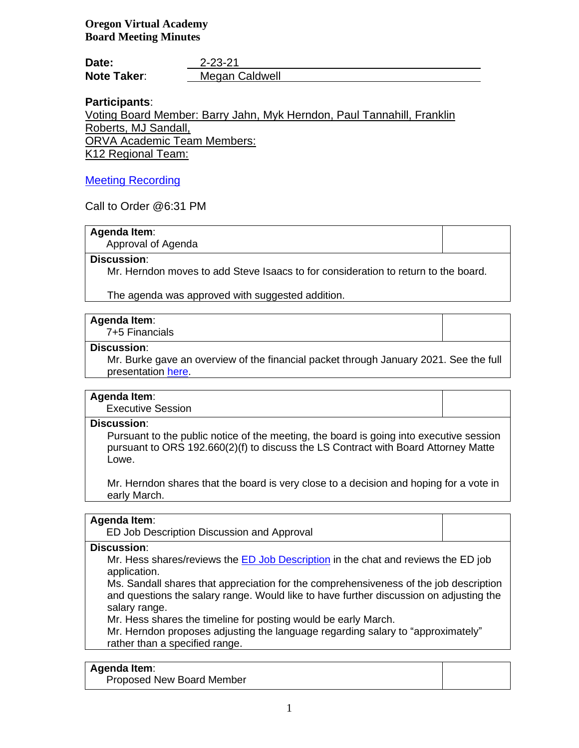**Oregon Virtual Academy**
**Board Meeting Minutes**

**Date:** 2-23-21
**Note Taker**: Megan Caldwell

**Participants**:
Voting Board Member: Barry Jahn, Myk Herndon, Paul Tannahill, Franklin Roberts, MJ Sandall,
ORVA Academic Team Members:
K12 Regional Team:

Meeting Recording

Call to Order @6:31 PM

| **Agenda Item**: Approval of Agenda | |
|---|---|
| **Discussion**: Mr. Herndon moves to add Steve Isaacs to for consideration to return to the board.<br><br>The agenda was approved with suggested addition. | |

| **Agenda Item**: 7+5 Financials | |
|---|---|
| **Discussion**: Mr. Burke gave an overview of the financial packet through January 2021. See the full presentation here. | |

| **Agenda Item**: Executive Session | |
|---|---|
| **Discussion**: Pursuant to the public notice of the meeting, the board is going into executive session pursuant to ORS 192.660(2)(f) to discuss the LS Contract with Board Attorney Matte Lowe.<br><br>Mr. Herndon shares that the board is very close to a decision and hoping for a vote in early March. | |

| **Agenda Item**: ED Job Description Discussion and Approval | |
|---|---|
| **Discussion**: Mr. Hess shares/reviews the ED Job Description in the chat and reviews the ED job application.<br>Ms. Sandall shares that appreciation for the comprehensiveness of the job description and questions the salary range. Would like to have further discussion on adjusting the salary range.<br>Mr. Hess shares the timeline for posting would be early March.<br>Mr. Herndon proposes adjusting the language regarding salary to "approximately" rather than a specified range. | |

| **Agenda Item**: Proposed New Board Member | |
|---|---|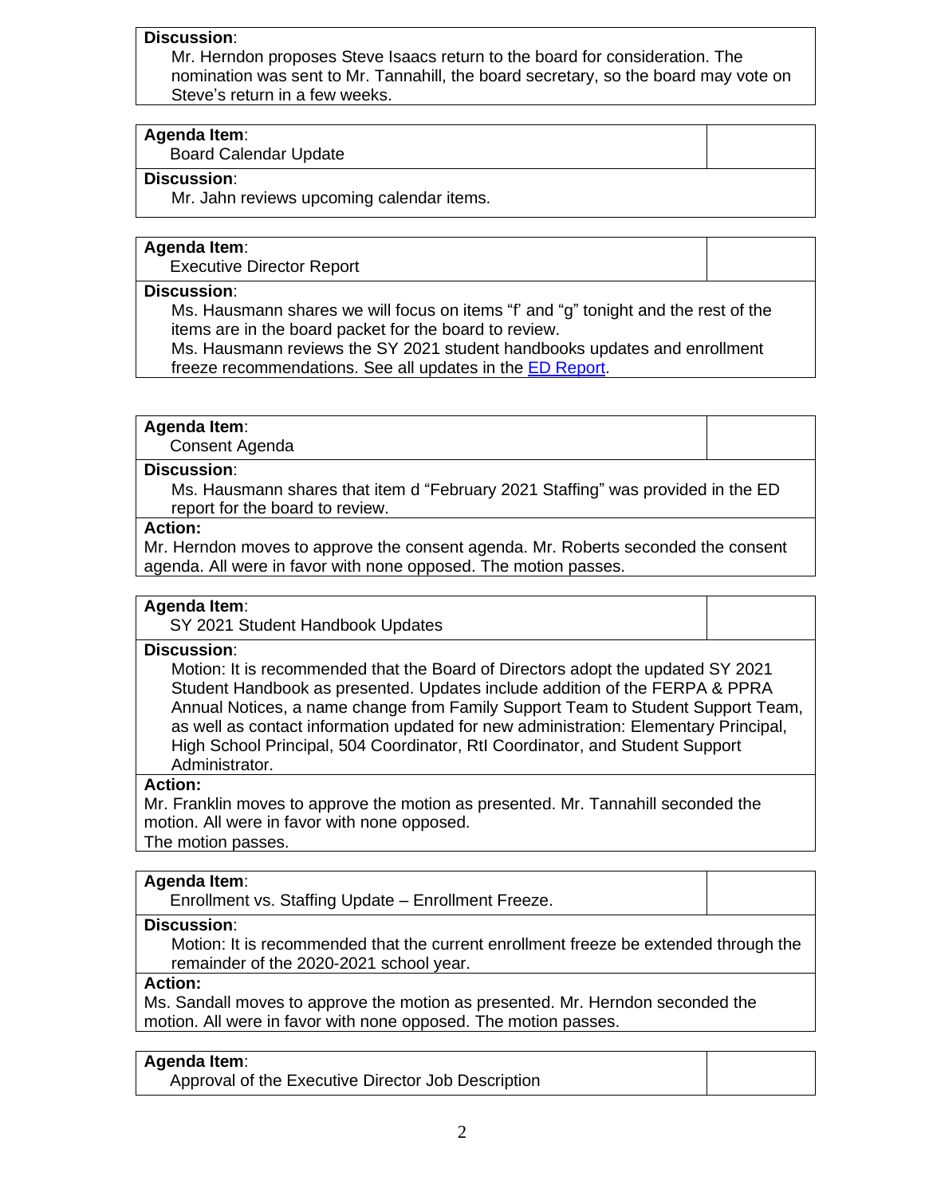**Discussion**:

Mr. Herndon proposes Steve Isaacs return to the board for consideration. The nomination was sent to Mr. Tannahill, the board secretary, so the board may vote on Steve's return in a few weeks.

**Agenda Item**:

Board Calendar Update

**Discussion**:

Mr. Jahn reviews upcoming calendar items.

**Agenda Item**:

Executive Director Report

**Discussion**:

Ms. Hausmann shares we will focus on items "f' and "g" tonight and the rest of the items are in the board packet for the board to review.

Ms. Hausmann reviews the SY 2021 student handbooks updates and enrollment freeze recommendations. See all updates in the ED Report.

**Agenda Item**:

Consent Agenda

**Discussion**:

Ms. Hausmann shares that item d "February 2021 Staffing" was provided in the ED report for the board to review.

**Action:**

Mr. Herndon moves to approve the consent agenda. Mr. Roberts seconded the consent agenda. All were in favor with none opposed. The motion passes.

**Agenda Item**:

SY 2021 Student Handbook Updates

**Discussion**:

Motion: It is recommended that the Board of Directors adopt the updated SY 2021 Student Handbook as presented. Updates include addition of the FERPA & PPRA Annual Notices, a name change from Family Support Team to Student Support Team, as well as contact information updated for new administration: Elementary Principal, High School Principal, 504 Coordinator, RtI Coordinator, and Student Support Administrator.

**Action:**

Mr. Franklin moves to approve the motion as presented. Mr. Tannahill seconded the motion. All were in favor with none opposed.

The motion passes.

**Agenda Item**:

Enrollment vs. Staffing Update – Enrollment Freeze.

**Discussion**:

Motion: It is recommended that the current enrollment freeze be extended through the remainder of the 2020-2021 school year.

**Action:**

Ms. Sandall moves to approve the motion as presented. Mr. Herndon seconded the motion. All were in favor with none opposed. The motion passes.

**Agenda Item**:

Approval of the Executive Director Job Description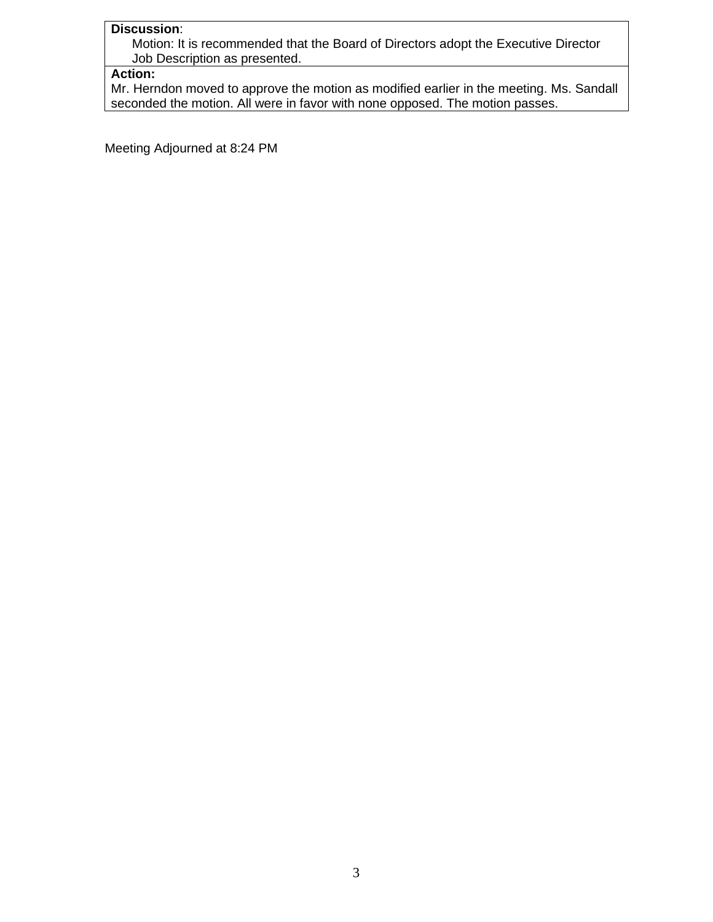**Discussion**:

Motion: It is recommended that the Board of Directors adopt the Executive Director Job Description as presented.

**Action:**

Mr. Herndon moved to approve the motion as modified earlier in the meeting. Ms. Sandall seconded the motion. All were in favor with none opposed. The motion passes.

Meeting Adjourned at 8:24 PM